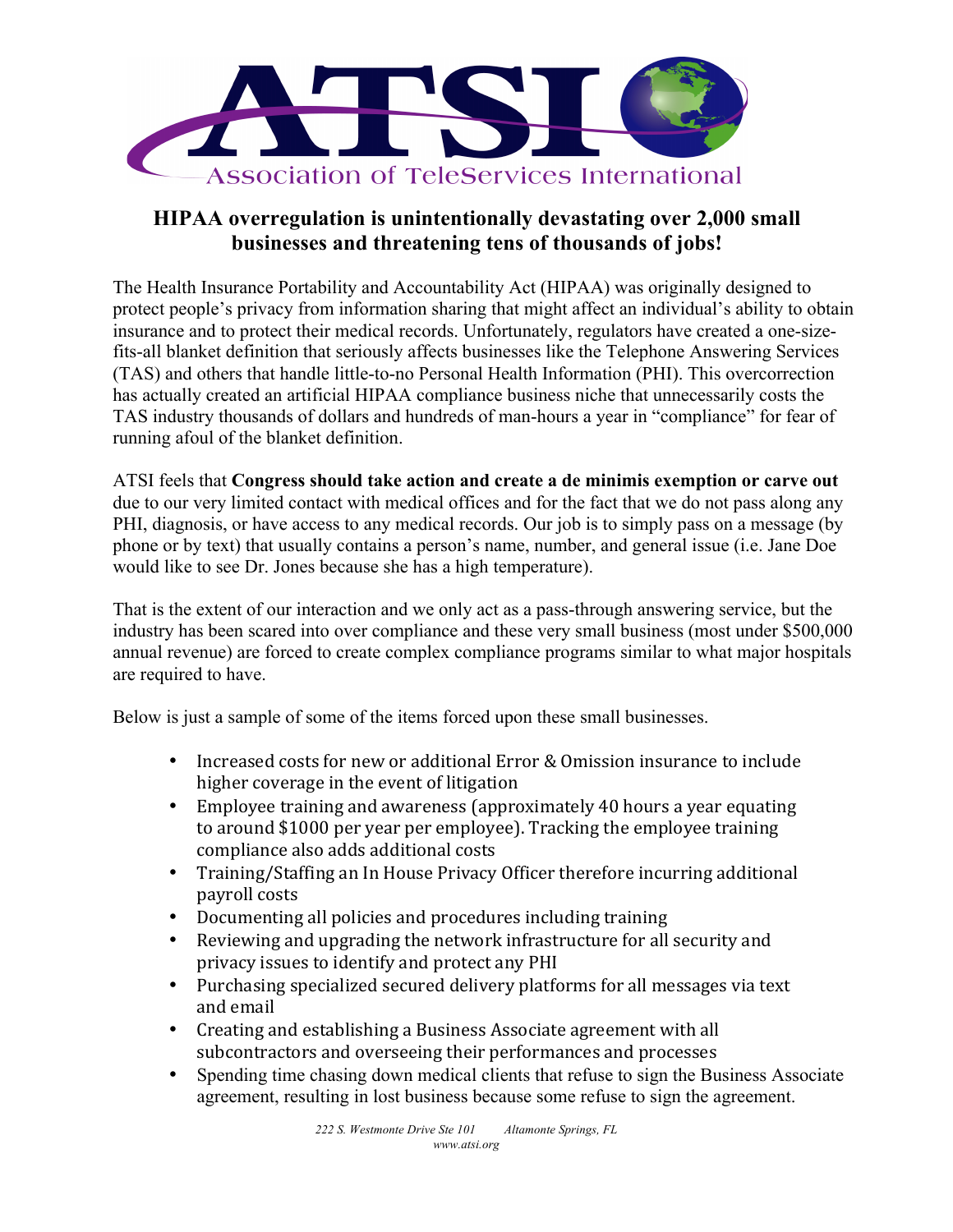ATSI

Association of TeleServices International

## HIPAA overregulation is unintentionally devastating over 2,000 small businesses and threatening tens of thousands of jobs!

The Health Insurance Portability and Accountability Act (HIPAA) was originally designed to protect people's privacy from information sharing that might affect an individual's ability to obtain insurance and to protect their medical records. Unfortunately, regulators have created a one-size-fits-all blanket definition that seriously affects businesses like the Telephone Answering Services (TAS) and others that handle little-to-no Personal Health Information (PHI). This overcorrection has actually created an artificial HIPAA compliance business niche that unnecessarily costs the TAS industry thousands of dollars and hundreds of man-hours a year in "compliance" for fear of running afoul of the blanket definition.

ATSI feels that **Congress should take action and create a de minimis exemption or carve out** due to our very limited contact with medical offices and for the fact that we do not pass along any PHI, diagnosis, or have access to any medical records. Our job is to simply pass on a message (by phone or by text) that usually contains a person's name, number, and general issue (i.e. Jane Doe would like to see Dr. Jones because she has a high temperature).

That is the extent of our interaction and we only act as a pass-through answering service, but the industry has been scared into over compliance and these very small business (most under $500,000 annual revenue) are forced to create complex compliance programs similar to what major hospitals are required to have.

Below is just a sample of some of the items forced upon these small businesses.

- Increased costs for new or additional Error & Omission insurance to include higher coverage in the event of litigation
- Employee training and awareness (approximately 40 hours a year equating to around $1000 per year per employee). Tracking the employee training compliance also adds additional costs
- Training/Staffing an In House Privacy Officer therefore incurring additional payroll costs
- Documenting all policies and procedures including training
- Reviewing and upgrading the network infrastructure for all security and privacy issues to identify and protect any PHI
- Purchasing specialized secured delivery platforms for all messages via text and email
- Creating and establishing a Business Associate agreement with all subcontractors and overseeing their performances and processes
- Spending time chasing down medical clients that refuse to sign the Business Associate agreement, resulting in lost business because some refuse to sign the agreement.

*222 S. Westmonte Drive Ste 101 Altamonte Springs, FL*
*www.atsi.org*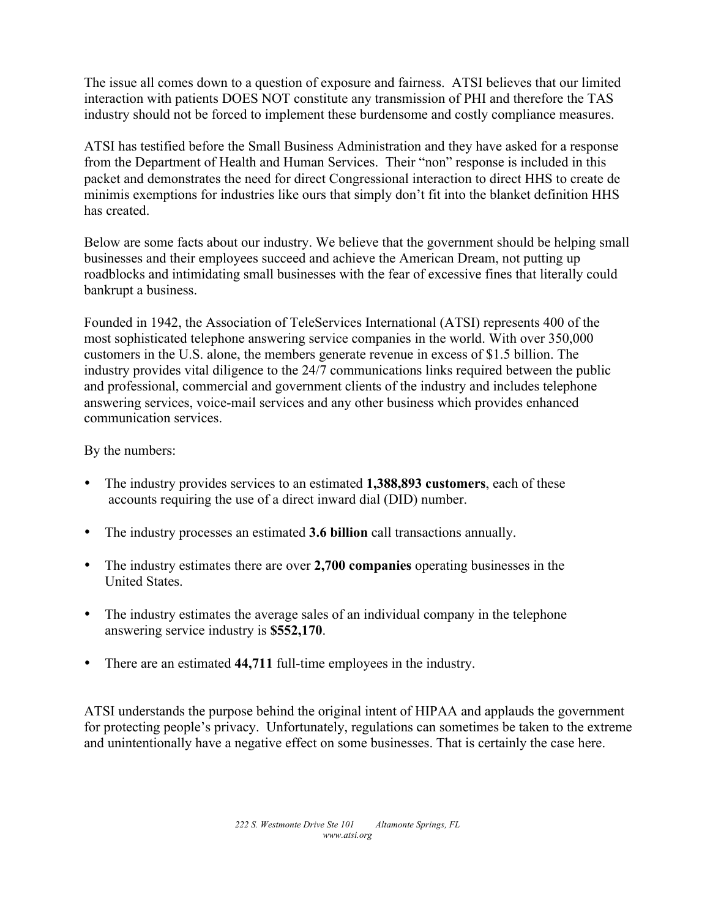The issue all comes down to a question of exposure and fairness. ATSI believes that our limited interaction with patients DOES NOT constitute any transmission of PHI and therefore the TAS industry should not be forced to implement these burdensome and costly compliance measures.

ATSI has testified before the Small Business Administration and they have asked for a response from the Department of Health and Human Services. Their "non" response is included in this packet and demonstrates the need for direct Congressional interaction to direct HHS to create de minimis exemptions for industries like ours that simply don't fit into the blanket definition HHS has created.

Below are some facts about our industry. We believe that the government should be helping small businesses and their employees succeed and achieve the American Dream, not putting up roadblocks and intimidating small businesses with the fear of excessive fines that literally could bankrupt a business.

Founded in 1942, the Association of TeleServices International (ATSI) represents 400 of the most sophisticated telephone answering service companies in the world. With over 350,000 customers in the U.S. alone, the members generate revenue in excess of $1.5 billion. The industry provides vital diligence to the 24/7 communications links required between the public and professional, commercial and government clients of the industry and includes telephone answering services, voice-mail services and any other business which provides enhanced communication services.

By the numbers:

- The industry provides services to an estimated **1,388,893 customers**, each of these accounts requiring the use of a direct inward dial (DID) number.
- The industry processes an estimated **3.6 billion** call transactions annually.
- The industry estimates there are over **2,700 companies** operating businesses in the United States.
- The industry estimates the average sales of an individual company in the telephone answering service industry is **$552,170**.
- There are an estimated **44,711** full-time employees in the industry.

ATSI understands the purpose behind the original intent of HIPAA and applauds the government for protecting people's privacy. Unfortunately, regulations can sometimes be taken to the extreme and unintentionally have a negative effect on some businesses. That is certainly the case here.